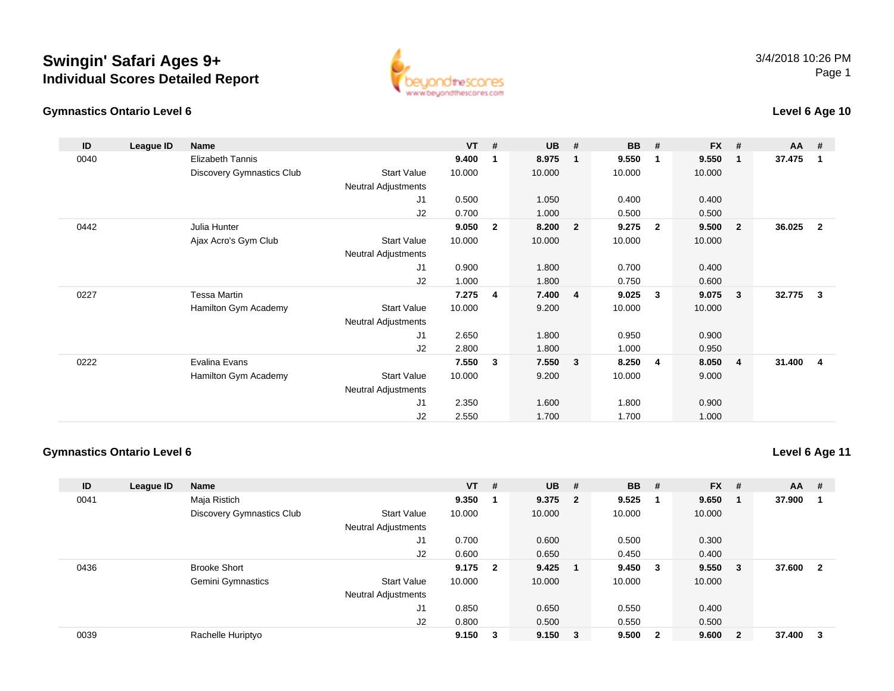# Swingin' Safari Ages 9+

## Individual Scores Detailed Report

3/4/2018 10:26 PM

### Gymnastics Ontario Level 6

**Level 6 Age 10**

| ID | League ID | Name | | VT | # | UB | # | BB | # | FX | # | AA | # |
|---|---|---|---|---|---|---|---|---|---|---|---|---|---|
| 0040 | | Elizabeth Tannis | | **9.400** | **1** | **8.975** | **1** | **9.550** | **1** | **9.550** | **1** | **37.475** | **1** |
| | | Discovery Gymnastics Club | Start Value | 10.000 | | 10.000 | | 10.000 | | 10.000 | | | |
| | | | Neutral Adjustments | | | | | | | | | | |
| | | | J1 | 0.500 | | 1.050 | | 0.400 | | 0.400 | | | |
| | | | J2 | 0.700 | | 1.000 | | 0.500 | | 0.500 | | | |
| 0442 | | Julia Hunter | | **9.050** | **2** | **8.200** | **2** | **9.275** | **2** | **9.500** | **2** | **36.025** | **2** |
| | | Ajax Acro's Gym Club | Start Value | 10.000 | | 10.000 | | 10.000 | | 10.000 | | | |
| | | | Neutral Adjustments | | | | | | | | | | |
| | | | J1 | 0.900 | | 1.800 | | 0.700 | | 0.400 | | | |
| | | | J2 | 1.000 | | 1.800 | | 0.750 | | 0.600 | | | |
| 0227 | | Tessa Martin | | **7.275** | **4** | **7.400** | **4** | **9.025** | **3** | **9.075** | **3** | **32.775** | **3** |
| | | Hamilton Gym Academy | Start Value | 10.000 | | 9.200 | | 10.000 | | 10.000 | | | |
| | | | Neutral Adjustments | | | | | | | | | | |
| | | | J1 | 2.650 | | 1.800 | | 0.950 | | 0.900 | | | |
| | | | J2 | 2.800 | | 1.800 | | 1.000 | | 0.950 | | | |
| 0222 | | Evalina Evans | | **7.550** | **3** | **7.550** | **3** | **8.250** | **4** | **8.050** | **4** | **31.400** | **4** |
| | | Hamilton Gym Academy | Start Value | 10.000 | | 9.200 | | 10.000 | | 9.000 | | | |
| | | | Neutral Adjustments | | | | | | | | | | |
| | | | J1 | 2.350 | | 1.600 | | 1.800 | | 0.900 | | | |
| | | | J2 | 2.550 | | 1.700 | | 1.700 | | 1.000 | | | |

### Gymnastics Ontario Level 6

**Level 6 Age 11**

| ID | League ID | Name | | VT | # | UB | # | BB | # | FX | # | AA | # |
|---|---|---|---|---|---|---|---|---|---|---|---|---|---|
| 0041 | | Maja Ristich | | **9.350** | **1** | **9.375** | **2** | **9.525** | **1** | **9.650** | **1** | **37.900** | **1** |
| | | Discovery Gymnastics Club | Start Value | 10.000 | | 10.000 | | 10.000 | | 10.000 | | | |
| | | | Neutral Adjustments | | | | | | | | | | |
| | | | J1 | 0.700 | | 0.600 | | 0.500 | | 0.300 | | | |
| | | | J2 | 0.600 | | 0.650 | | 0.450 | | 0.400 | | | |
| 0436 | | Brooke Short | | **9.175** | **2** | **9.425** | **1** | **9.450** | **3** | **9.550** | **3** | **37.600** | **2** |
| | | Gemini Gymnastics | Start Value | 10.000 | | 10.000 | | 10.000 | | 10.000 | | | |
| | | | Neutral Adjustments | | | | | | | | | | |
| | | | J1 | 0.850 | | 0.650 | | 0.550 | | 0.400 | | | |
| | | | J2 | 0.800 | | 0.500 | | 0.550 | | 0.500 | | | |
| 0039 | | Rachelle Huriptyo | | **9.150** | **3** | **9.150** | **3** | **9.500** | **2** | **9.600** | **2** | **37.400** | **3** |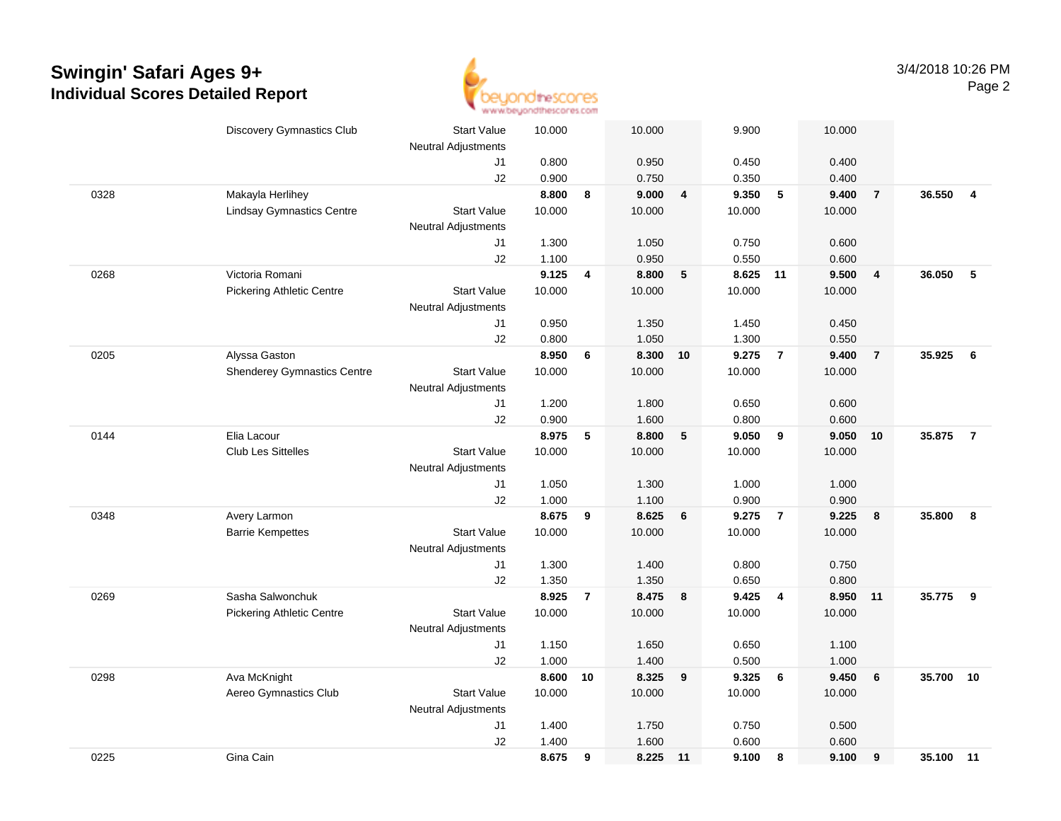# Swingin' Safari Ages 9+

## Individual Scores Detailed Report

3/4/2018 10:26 PM

| # | Name / Club | | VT | Rank | UB | Rank | BB | Rank | FX | Rank | AA | Rank |
|---|---|---|---|---|---|---|---|---|---|---|---|---|
| | Discovery Gymnastics Club | Start Value | 10.000 | | 10.000 | | 9.900 | | 10.000 | | | |
| | | Neutral Adjustments | | | | | | | | | | |
| | | J1 | 0.800 | | 0.950 | | 0.450 | | 0.400 | | | |
| | | J2 | 0.900 | | 0.750 | | 0.350 | | 0.400 | | | |
| 0328 | Makayla Herlihey | | **8.800** | **8** | **9.000** | **4** | **9.350** | **5** | **9.400** | **7** | **36.550** | **4** |
| | Lindsay Gymnastics Centre | Start Value | 10.000 | | 10.000 | | 10.000 | | 10.000 | | | |
| | | Neutral Adjustments | | | | | | | | | | |
| | | J1 | 1.300 | | 1.050 | | 0.750 | | 0.600 | | | |
| | | J2 | 1.100 | | 0.950 | | 0.550 | | 0.600 | | | |
| 0268 | Victoria Romani | | **9.125** | **4** | **8.800** | **5** | **8.625** | **11** | **9.500** | **4** | **36.050** | **5** |
| | Pickering Athletic Centre | Start Value | 10.000 | | 10.000 | | 10.000 | | 10.000 | | | |
| | | Neutral Adjustments | | | | | | | | | | |
| | | J1 | 0.950 | | 1.350 | | 1.450 | | 0.450 | | | |
| | | J2 | 0.800 | | 1.050 | | 1.300 | | 0.550 | | | |
| 0205 | Alyssa Gaston | | **8.950** | **6** | **8.300** | **10** | **9.275** | **7** | **9.400** | **7** | **35.925** | **6** |
| | Shenderey Gymnastics Centre | Start Value | 10.000 | | 10.000 | | 10.000 | | 10.000 | | | |
| | | Neutral Adjustments | | | | | | | | | | |
| | | J1 | 1.200 | | 1.800 | | 0.650 | | 0.600 | | | |
| | | J2 | 0.900 | | 1.600 | | 0.800 | | 0.600 | | | |
| 0144 | Elia Lacour | | **8.975** | **5** | **8.800** | **5** | **9.050** | **9** | **9.050** | **10** | **35.875** | **7** |
| | Club Les Sittelles | Start Value | 10.000 | | 10.000 | | 10.000 | | 10.000 | | | |
| | | Neutral Adjustments | | | | | | | | | | |
| | | J1 | 1.050 | | 1.300 | | 1.000 | | 1.000 | | | |
| | | J2 | 1.000 | | 1.100 | | 0.900 | | 0.900 | | | |
| 0348 | Avery Larmon | | **8.675** | **9** | **8.625** | **6** | **9.275** | **7** | **9.225** | **8** | **35.800** | **8** |
| | Barrie Kempettes | Start Value | 10.000 | | 10.000 | | 10.000 | | 10.000 | | | |
| | | Neutral Adjustments | | | | | | | | | | |
| | | J1 | 1.300 | | 1.400 | | 0.800 | | 0.750 | | | |
| | | J2 | 1.350 | | 1.350 | | 0.650 | | 0.800 | | | |
| 0269 | Sasha Salwonchuk | | **8.925** | **7** | **8.475** | **8** | **9.425** | **4** | **8.950** | **11** | **35.775** | **9** |
| | Pickering Athletic Centre | Start Value | 10.000 | | 10.000 | | 10.000 | | 10.000 | | | |
| | | Neutral Adjustments | | | | | | | | | | |
| | | J1 | 1.150 | | 1.650 | | 0.650 | | 1.100 | | | |
| | | J2 | 1.000 | | 1.400 | | 0.500 | | 1.000 | | | |
| 0298 | Ava McKnight | | **8.600** | **10** | **8.325** | **9** | **9.325** | **6** | **9.450** | **6** | **35.700** | **10** |
| | Aereo Gymnastics Club | Start Value | 10.000 | | 10.000 | | 10.000 | | 10.000 | | | |
| | | Neutral Adjustments | | | | | | | | | | |
| | | J1 | 1.400 | | 1.750 | | 0.750 | | 0.500 | | | |
| | | J2 | 1.400 | | 1.600 | | 0.600 | | 0.600 | | | |
| 0225 | Gina Cain | | **8.675** | **9** | **8.225** | **11** | **9.100** | **8** | **9.100** | **9** | **35.100** | **11** |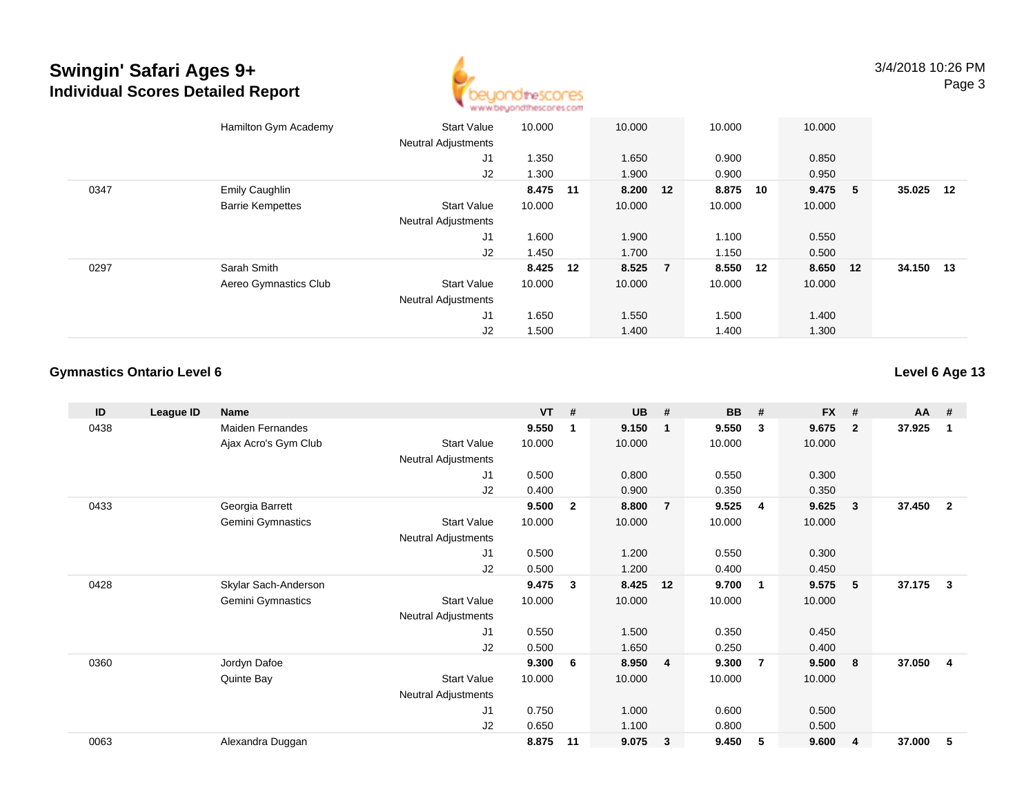| ID | League ID | Name | | VT | # | UB | # | BB | # | FX | # | AA | # |
|---|---|---|---|---|---|---|---|---|---|---|---|---|---|
| | | Hamilton Gym Academy | Start Value | 10.000 | | 10.000 | | 10.000 | | 10.000 | | | |
| | | | Neutral Adjustments | | | | | | | | | | |
| | | | J1 | 1.350 | | 1.650 | | 0.900 | | 0.850 | | | |
| | | | J2 | 1.300 | | 1.900 | | 0.900 | | 0.950 | | | |
| 0347 | | Emily Caughlin | | **8.475** | **11** | **8.200** | **12** | **8.875** | **10** | **9.475** | **5** | **35.025** | **12** |
| | | Barrie Kempettes | Start Value | 10.000 | | 10.000 | | 10.000 | | 10.000 | | | |
| | | | Neutral Adjustments | | | | | | | | | | |
| | | | J1 | 1.600 | | 1.900 | | 1.100 | | 0.550 | | | |
| | | | J2 | 1.450 | | 1.700 | | 1.150 | | 0.500 | | | |
| 0297 | | Sarah Smith | | **8.425** | **12** | **8.525** | **7** | **8.550** | **12** | **8.650** | **12** | **34.150** | **13** |
| | | Aereo Gymnastics Club | Start Value | 10.000 | | 10.000 | | 10.000 | | 10.000 | | | |
| | | | Neutral Adjustments | | | | | | | | | | |
| | | | J1 | 1.650 | | 1.550 | | 1.500 | | 1.400 | | | |
| | | | J2 | 1.500 | | 1.400 | | 1.400 | | 1.300 | | | |

## Gymnastics Ontario Level 6

**Level 6 Age 13**

| ID | League ID | Name | | VT | # | UB | # | BB | # | FX | # | AA | # |
|---|---|---|---|---|---|---|---|---|---|---|---|---|---|
| 0438 | | Maiden Fernandes | | **9.550** | **1** | **9.150** | **1** | **9.550** | **3** | **9.675** | **2** | **37.925** | **1** |
| | | Ajax Acro's Gym Club | Start Value | 10.000 | | 10.000 | | 10.000 | | 10.000 | | | |
| | | | Neutral Adjustments | | | | | | | | | | |
| | | | J1 | 0.500 | | 0.800 | | 0.550 | | 0.300 | | | |
| | | | J2 | 0.400 | | 0.900 | | 0.350 | | 0.350 | | | |
| 0433 | | Georgia Barrett | | **9.500** | **2** | **8.800** | **7** | **9.525** | **4** | **9.625** | **3** | **37.450** | **2** |
| | | Gemini Gymnastics | Start Value | 10.000 | | 10.000 | | 10.000 | | 10.000 | | | |
| | | | Neutral Adjustments | | | | | | | | | | |
| | | | J1 | 0.500 | | 1.200 | | 0.550 | | 0.300 | | | |
| | | | J2 | 0.500 | | 1.200 | | 0.400 | | 0.450 | | | |
| 0428 | | Skylar Sach-Anderson | | **9.475** | **3** | **8.425** | **12** | **9.700** | **1** | **9.575** | **5** | **37.175** | **3** |
| | | Gemini Gymnastics | Start Value | 10.000 | | 10.000 | | 10.000 | | 10.000 | | | |
| | | | Neutral Adjustments | | | | | | | | | | |
| | | | J1 | 0.550 | | 1.500 | | 0.350 | | 0.450 | | | |
| | | | J2 | 0.500 | | 1.650 | | 0.250 | | 0.400 | | | |
| 0360 | | Jordyn Dafoe | | **9.300** | **6** | **8.950** | **4** | **9.300** | **7** | **9.500** | **8** | **37.050** | **4** |
| | | Quinte Bay | Start Value | 10.000 | | 10.000 | | 10.000 | | 10.000 | | | |
| | | | Neutral Adjustments | | | | | | | | | | |
| | | | J1 | 0.750 | | 1.000 | | 0.600 | | 0.500 | | | |
| | | | J2 | 0.650 | | 1.100 | | 0.800 | | 0.500 | | | |
| 0063 | | Alexandra Duggan | | **8.875** | **11** | **9.075** | **3** | **9.450** | **5** | **9.600** | **4** | **37.000** | **5** |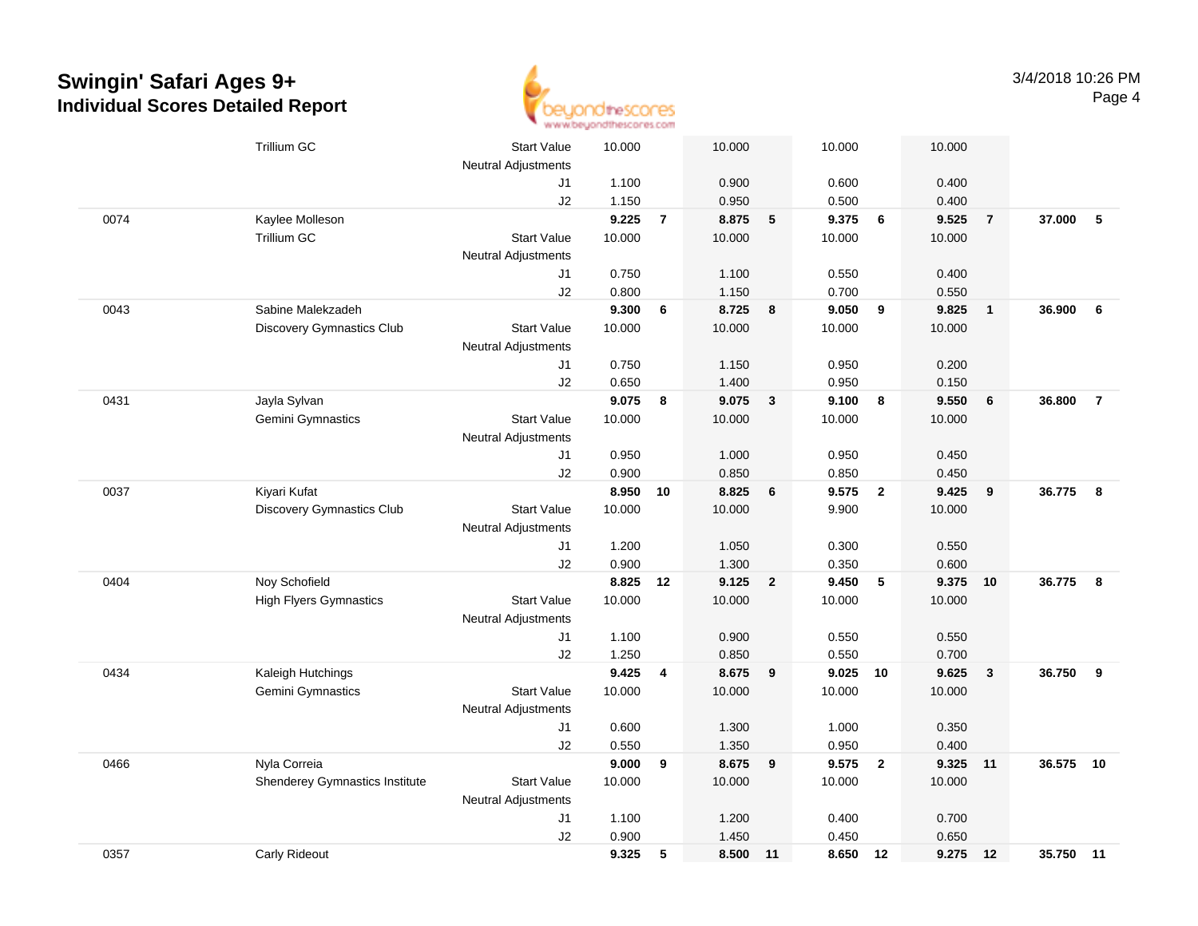# Swingin' Safari Ages 9+
## Individual Scores Detailed Report

3/4/2018 10:26 PM

| # | Name | | Vault | Rank | Bars | Rank | Beam | Rank | Floor | Rank | AA | Rank |
|---|---|---|---|---|---|---|---|---|---|---|---|---|
| | Trillium GC | Start Value | 10.000 | | 10.000 | | 10.000 | | 10.000 | | | |
| | | Neutral Adjustments | | | | | | | | | | |
| | | J1 | 1.100 | | 0.900 | | 0.600 | | 0.400 | | | |
| | | J2 | 1.150 | | 0.950 | | 0.500 | | 0.400 | | | |
| 0074 | Kaylee Molleson | | **9.225** | **7** | **8.875** | **5** | **9.375** | **6** | **9.525** | **7** | **37.000** | **5** |
| | Trillium GC | Start Value | 10.000 | | 10.000 | | 10.000 | | 10.000 | | | |
| | | Neutral Adjustments | | | | | | | | | | |
| | | J1 | 0.750 | | 1.100 | | 0.550 | | 0.400 | | | |
| | | J2 | 0.800 | | 1.150 | | 0.700 | | 0.550 | | | |
| 0043 | Sabine Malekzadeh | | **9.300** | **6** | **8.725** | **8** | **9.050** | **9** | **9.825** | **1** | **36.900** | **6** |
| | Discovery Gymnastics Club | Start Value | 10.000 | | 10.000 | | 10.000 | | 10.000 | | | |
| | | Neutral Adjustments | | | | | | | | | | |
| | | J1 | 0.750 | | 1.150 | | 0.950 | | 0.200 | | | |
| | | J2 | 0.650 | | 1.400 | | 0.950 | | 0.150 | | | |
| 0431 | Jayla Sylvan | | **9.075** | **8** | **9.075** | **3** | **9.100** | **8** | **9.550** | **6** | **36.800** | **7** |
| | Gemini Gymnastics | Start Value | 10.000 | | 10.000 | | 10.000 | | 10.000 | | | |
| | | Neutral Adjustments | | | | | | | | | | |
| | | J1 | 0.950 | | 1.000 | | 0.950 | | 0.450 | | | |
| | | J2 | 0.900 | | 0.850 | | 0.850 | | 0.450 | | | |
| 0037 | Kiyari Kufat | | **8.950** | **10** | **8.825** | **6** | **9.575** | **2** | **9.425** | **9** | **36.775** | **8** |
| | Discovery Gymnastics Club | Start Value | 10.000 | | 10.000 | | 9.900 | | 10.000 | | | |
| | | Neutral Adjustments | | | | | | | | | | |
| | | J1 | 1.200 | | 1.050 | | 0.300 | | 0.550 | | | |
| | | J2 | 0.900 | | 1.300 | | 0.350 | | 0.600 | | | |
| 0404 | Noy Schofield | | **8.825** | **12** | **9.125** | **2** | **9.450** | **5** | **9.375** | **10** | **36.775** | **8** |
| | High Flyers Gymnastics | Start Value | 10.000 | | 10.000 | | 10.000 | | 10.000 | | | |
| | | Neutral Adjustments | | | | | | | | | | |
| | | J1 | 1.100 | | 0.900 | | 0.550 | | 0.550 | | | |
| | | J2 | 1.250 | | 0.850 | | 0.550 | | 0.700 | | | |
| 0434 | Kaleigh Hutchings | | **9.425** | **4** | **8.675** | **9** | **9.025** | **10** | **9.625** | **3** | **36.750** | **9** |
| | Gemini Gymnastics | Start Value | 10.000 | | 10.000 | | 10.000 | | 10.000 | | | |
| | | Neutral Adjustments | | | | | | | | | | |
| | | J1 | 0.600 | | 1.300 | | 1.000 | | 0.350 | | | |
| | | J2 | 0.550 | | 1.350 | | 0.950 | | 0.400 | | | |
| 0466 | Nyla Correia | | **9.000** | **9** | **8.675** | **9** | **9.575** | **2** | **9.325** | **11** | **36.575** | **10** |
| | Shenderey Gymnastics Institute | Start Value | 10.000 | | 10.000 | | 10.000 | | 10.000 | | | |
| | | Neutral Adjustments | | | | | | | | | | |
| | | J1 | 1.100 | | 1.200 | | 0.400 | | 0.700 | | | |
| | | J2 | 0.900 | | 1.450 | | 0.450 | | 0.650 | | | |
| 0357 | Carly Rideout | | **9.325** | **5** | **8.500** | **11** | **8.650** | **12** | **9.275** | **12** | **35.750** | **11** |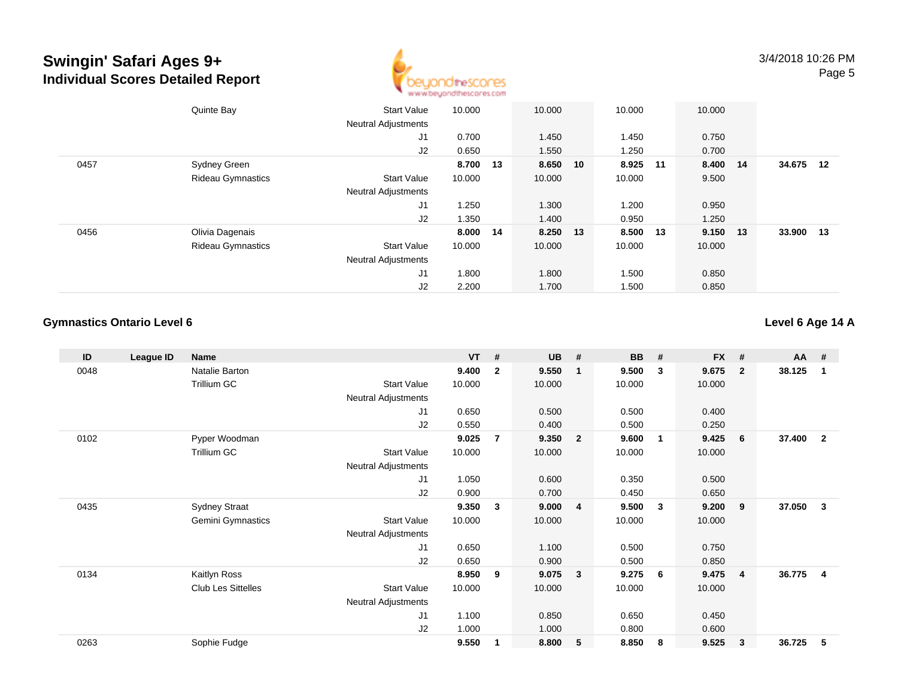# Swingin' Safari Ages 9+
## Individual Scores Detailed Report

3/4/2018 10:26 PM

| ID | League ID | Name | | VT | # | UB | # | BB | # | FX | # | AA | # |
|---|---|---|---|---|---|---|---|---|---|---|---|---|---|
| | | Quinte Bay | Start Value | 10.000 | | 10.000 | | 10.000 | | 10.000 | | | |
| | | | Neutral Adjustments | | | | | | | | | | |
| | | | J1 | 0.700 | | 1.450 | | 1.450 | | 0.750 | | | |
| | | | J2 | 0.650 | | 1.550 | | 1.250 | | 0.700 | | | |
| 0457 | | Sydney Green | | **8.700** | **13** | **8.650** | **10** | **8.925** | **11** | **8.400** | **14** | **34.675** | **12** |
| | | Rideau Gymnastics | Start Value | 10.000 | | 10.000 | | 10.000 | | 9.500 | | | |
| | | | Neutral Adjustments | | | | | | | | | | |
| | | | J1 | 1.250 | | 1.300 | | 1.200 | | 0.950 | | | |
| | | | J2 | 1.350 | | 1.400 | | 0.950 | | 1.250 | | | |
| 0456 | | Olivia Dagenais | | **8.000** | **14** | **8.250** | **13** | **8.500** | **13** | **9.150** | **13** | **33.900** | **13** |
| | | Rideau Gymnastics | Start Value | 10.000 | | 10.000 | | 10.000 | | 10.000 | | | |
| | | | Neutral Adjustments | | | | | | | | | | |
| | | | J1 | 1.800 | | 1.800 | | 1.500 | | 0.850 | | | |
| | | | J2 | 2.200 | | 1.700 | | 1.500 | | 0.850 | | | |

### Gymnastics Ontario Level 6

**Level 6 Age 14 A**

| ID | League ID | Name | | VT | # | UB | # | BB | # | FX | # | AA | # |
|---|---|---|---|---|---|---|---|---|---|---|---|---|---|
| 0048 | | Natalie Barton | | **9.400** | **2** | **9.550** | **1** | **9.500** | **3** | **9.675** | **2** | **38.125** | **1** |
| | | Trillium GC | Start Value | 10.000 | | 10.000 | | 10.000 | | 10.000 | | | |
| | | | Neutral Adjustments | | | | | | | | | | |
| | | | J1 | 0.650 | | 0.500 | | 0.500 | | 0.400 | | | |
| | | | J2 | 0.550 | | 0.400 | | 0.500 | | 0.250 | | | |
| 0102 | | Pyper Woodman | | **9.025** | **7** | **9.350** | **2** | **9.600** | **1** | **9.425** | **6** | **37.400** | **2** |
| | | Trillium GC | Start Value | 10.000 | | 10.000 | | 10.000 | | 10.000 | | | |
| | | | Neutral Adjustments | | | | | | | | | | |
| | | | J1 | 1.050 | | 0.600 | | 0.350 | | 0.500 | | | |
| | | | J2 | 0.900 | | 0.700 | | 0.450 | | 0.650 | | | |
| 0435 | | Sydney Straat | | **9.350** | **3** | **9.000** | **4** | **9.500** | **3** | **9.200** | **9** | **37.050** | **3** |
| | | Gemini Gymnastics | Start Value | 10.000 | | 10.000 | | 10.000 | | 10.000 | | | |
| | | | Neutral Adjustments | | | | | | | | | | |
| | | | J1 | 0.650 | | 1.100 | | 0.500 | | 0.750 | | | |
| | | | J2 | 0.650 | | 0.900 | | 0.500 | | 0.850 | | | |
| 0134 | | Kaitlyn Ross | | **8.950** | **9** | **9.075** | **3** | **9.275** | **6** | **9.475** | **4** | **36.775** | **4** |
| | | Club Les Sittelles | Start Value | 10.000 | | 10.000 | | 10.000 | | 10.000 | | | |
| | | | Neutral Adjustments | | | | | | | | | | |
| | | | J1 | 1.100 | | 0.850 | | 0.650 | | 0.450 | | | |
| | | | J2 | 1.000 | | 1.000 | | 0.800 | | 0.600 | | | |
| 0263 | | Sophie Fudge | | **9.550** | **1** | **8.800** | **5** | **8.850** | **8** | **9.525** | **3** | **36.725** | **5** |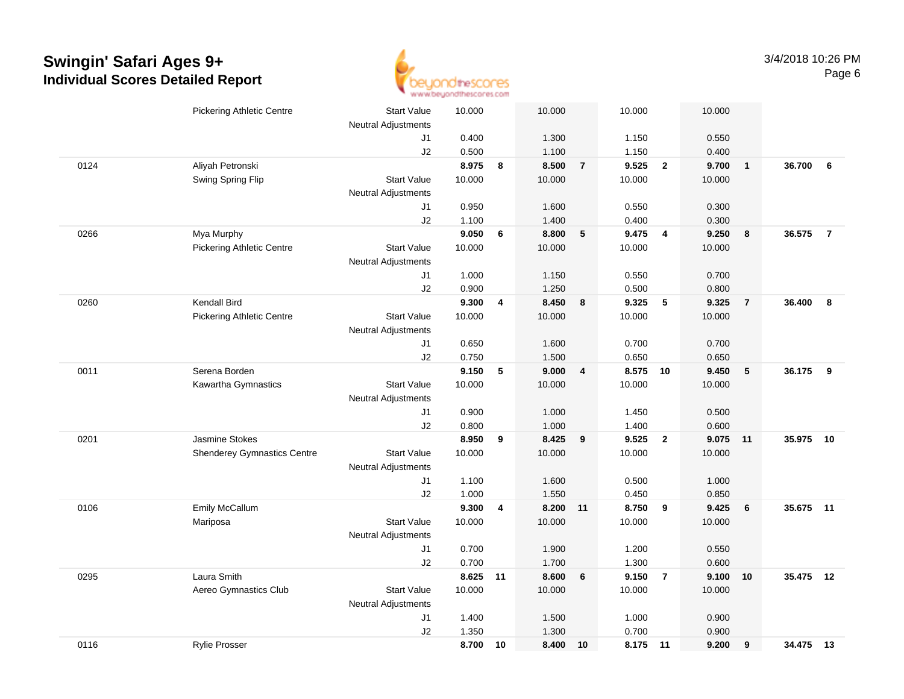# Swingin' Safari Ages 9+

## Individual Scores Detailed Report

| # | Name | | Vault | Rank | Bars | Rank | Beam | Rank | Floor | Rank | AA | Rank |
|---|---|---|---|---|---|---|---|---|---|---|---|---|
| | Pickering Athletic Centre | Start Value | 10.000 | | 10.000 | | 10.000 | | 10.000 | | | |
| | | Neutral Adjustments | | | | | | | | | | |
| | | J1 | 0.400 | | 1.300 | | 1.150 | | 0.550 | | | |
| | | J2 | 0.500 | | 1.100 | | 1.150 | | 0.400 | | | |
| 0124 | Aliyah Petronski | | **8.975** | **8** | **8.500** | **7** | **9.525** | **2** | **9.700** | **1** | **36.700** | **6** |
| | Swing Spring Flip | Start Value | 10.000 | | 10.000 | | 10.000 | | 10.000 | | | |
| | | Neutral Adjustments | | | | | | | | | | |
| | | J1 | 0.950 | | 1.600 | | 0.550 | | 0.300 | | | |
| | | J2 | 1.100 | | 1.400 | | 0.400 | | 0.300 | | | |
| 0266 | Mya Murphy | | **9.050** | **6** | **8.800** | **5** | **9.475** | **4** | **9.250** | **8** | **36.575** | **7** |
| | Pickering Athletic Centre | Start Value | 10.000 | | 10.000 | | 10.000 | | 10.000 | | | |
| | | Neutral Adjustments | | | | | | | | | | |
| | | J1 | 1.000 | | 1.150 | | 0.550 | | 0.700 | | | |
| | | J2 | 0.900 | | 1.250 | | 0.500 | | 0.800 | | | |
| 0260 | Kendall Bird | | **9.300** | **4** | **8.450** | **8** | **9.325** | **5** | **9.325** | **7** | **36.400** | **8** |
| | Pickering Athletic Centre | Start Value | 10.000 | | 10.000 | | 10.000 | | 10.000 | | | |
| | | Neutral Adjustments | | | | | | | | | | |
| | | J1 | 0.650 | | 1.600 | | 0.700 | | 0.700 | | | |
| | | J2 | 0.750 | | 1.500 | | 0.650 | | 0.650 | | | |
| 0011 | Serena Borden | | **9.150** | **5** | **9.000** | **4** | **8.575** | **10** | **9.450** | **5** | **36.175** | **9** |
| | Kawartha Gymnastics | Start Value | 10.000 | | 10.000 | | 10.000 | | 10.000 | | | |
| | | Neutral Adjustments | | | | | | | | | | |
| | | J1 | 0.900 | | 1.000 | | 1.450 | | 0.500 | | | |
| | | J2 | 0.800 | | 1.000 | | 1.400 | | 0.600 | | | |
| 0201 | Jasmine Stokes | | **8.950** | **9** | **8.425** | **9** | **9.525** | **2** | **9.075** | **11** | **35.975** | **10** |
| | Shenderey Gymnastics Centre | Start Value | 10.000 | | 10.000 | | 10.000 | | 10.000 | | | |
| | | Neutral Adjustments | | | | | | | | | | |
| | | J1 | 1.100 | | 1.600 | | 0.500 | | 1.000 | | | |
| | | J2 | 1.000 | | 1.550 | | 0.450 | | 0.850 | | | |
| 0106 | Emily McCallum | | **9.300** | **4** | **8.200** | **11** | **8.750** | **9** | **9.425** | **6** | **35.675** | **11** |
| | Mariposa | Start Value | 10.000 | | 10.000 | | 10.000 | | 10.000 | | | |
| | | Neutral Adjustments | | | | | | | | | | |
| | | J1 | 0.700 | | 1.900 | | 1.200 | | 0.550 | | | |
| | | J2 | 0.700 | | 1.700 | | 1.300 | | 0.600 | | | |
| 0295 | Laura Smith | | **8.625** | **11** | **8.600** | **6** | **9.150** | **7** | **9.100** | **10** | **35.475** | **12** |
| | Aereo Gymnastics Club | Start Value | 10.000 | | 10.000 | | 10.000 | | 10.000 | | | |
| | | Neutral Adjustments | | | | | | | | | | |
| | | J1 | 1.400 | | 1.500 | | 1.000 | | 0.900 | | | |
| | | J2 | 1.350 | | 1.300 | | 0.700 | | 0.900 | | | |
| 0116 | Rylie Prosser | | **8.700** | **10** | **8.400** | **10** | **8.175** | **11** | **9.200** | **9** | **34.475** | **13** |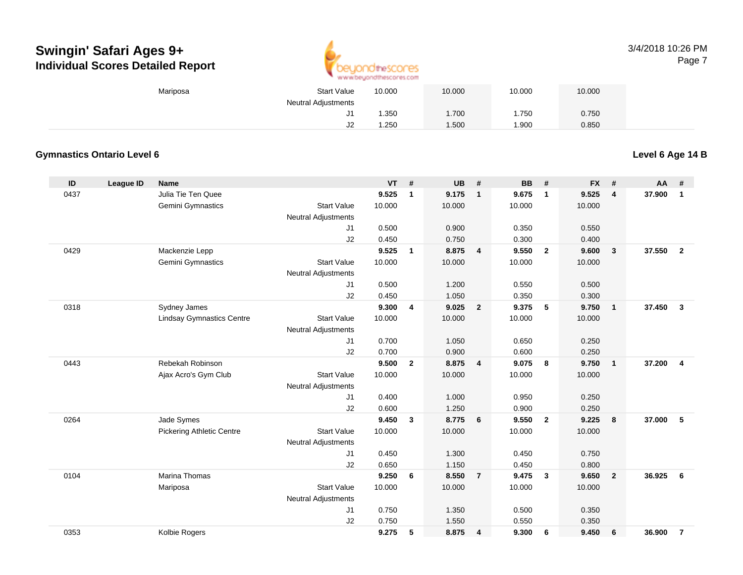| ID | League ID | Name | | VT | # | UB | # | BB | # | FX | # | AA | # |
|---|---|---|---|---|---|---|---|---|---|---|---|---|---|
| | | Mariposa | Start Value | 10.000 | | 10.000 | | 10.000 | | 10.000 | | | |
| | | | Neutral Adjustments | | | | | | | | | | |
| | | | J1 | 1.350 | | 1.700 | | 1.750 | | 0.750 | | | |
| | | | J2 | 1.250 | | 1.500 | | 1.900 | | 0.850 | | | |

## Gymnastics Ontario Level 6

**Level 6 Age 14 B**

| ID | League ID | Name | | VT | # | UB | # | BB | # | FX | # | AA | # |
|---|---|---|---|---|---|---|---|---|---|---|---|---|---|
| 0437 | | Julia Tie Ten Quee | | **9.525** | **1** | **9.175** | **1** | **9.675** | **1** | **9.525** | **4** | **37.900** | **1** |
| | | Gemini Gymnastics | Start Value | 10.000 | | 10.000 | | 10.000 | | 10.000 | | | |
| | | | Neutral Adjustments | | | | | | | | | | |
| | | | J1 | 0.500 | | 0.900 | | 0.350 | | 0.550 | | | |
| | | | J2 | 0.450 | | 0.750 | | 0.300 | | 0.400 | | | |
| 0429 | | Mackenzie Lepp | | **9.525** | **1** | **8.875** | **4** | **9.550** | **2** | **9.600** | **3** | **37.550** | **2** |
| | | Gemini Gymnastics | Start Value | 10.000 | | 10.000 | | 10.000 | | 10.000 | | | |
| | | | Neutral Adjustments | | | | | | | | | | |
| | | | J1 | 0.500 | | 1.200 | | 0.550 | | 0.500 | | | |
| | | | J2 | 0.450 | | 1.050 | | 0.350 | | 0.300 | | | |
| 0318 | | Sydney James | | **9.300** | **4** | **9.025** | **2** | **9.375** | **5** | **9.750** | **1** | **37.450** | **3** |
| | | Lindsay Gymnastics Centre | Start Value | 10.000 | | 10.000 | | 10.000 | | 10.000 | | | |
| | | | Neutral Adjustments | | | | | | | | | | |
| | | | J1 | 0.700 | | 1.050 | | 0.650 | | 0.250 | | | |
| | | | J2 | 0.700 | | 0.900 | | 0.600 | | 0.250 | | | |
| 0443 | | Rebekah Robinson | | **9.500** | **2** | **8.875** | **4** | **9.075** | **8** | **9.750** | **1** | **37.200** | **4** |
| | | Ajax Acro's Gym Club | Start Value | 10.000 | | 10.000 | | 10.000 | | 10.000 | | | |
| | | | Neutral Adjustments | | | | | | | | | | |
| | | | J1 | 0.400 | | 1.000 | | 0.950 | | 0.250 | | | |
| | | | J2 | 0.600 | | 1.250 | | 0.900 | | 0.250 | | | |
| 0264 | | Jade Symes | | **9.450** | **3** | **8.775** | **6** | **9.550** | **2** | **9.225** | **8** | **37.000** | **5** |
| | | Pickering Athletic Centre | Start Value | 10.000 | | 10.000 | | 10.000 | | 10.000 | | | |
| | | | Neutral Adjustments | | | | | | | | | | |
| | | | J1 | 0.450 | | 1.300 | | 0.450 | | 0.750 | | | |
| | | | J2 | 0.650 | | 1.150 | | 0.450 | | 0.800 | | | |
| 0104 | | Marina Thomas | | **9.250** | **6** | **8.550** | **7** | **9.475** | **3** | **9.650** | **2** | **36.925** | **6** |
| | | Mariposa | Start Value | 10.000 | | 10.000 | | 10.000 | | 10.000 | | | |
| | | | Neutral Adjustments | | | | | | | | | | |
| | | | J1 | 0.750 | | 1.350 | | 0.500 | | 0.350 | | | |
| | | | J2 | 0.750 | | 1.550 | | 0.550 | | 0.350 | | | |
| 0353 | | Kolbie Rogers | | **9.275** | **5** | **8.875** | **4** | **9.300** | **6** | **9.450** | **6** | **36.900** | **7** |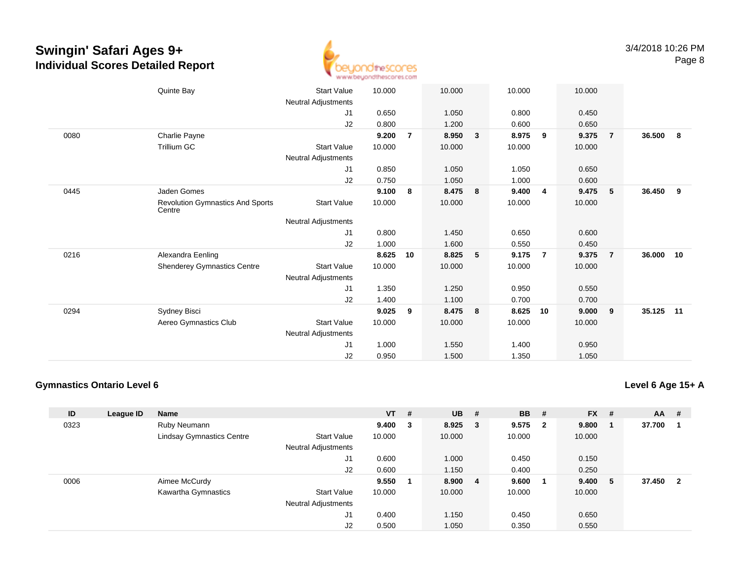# Swingin' Safari Ages 9+

## Individual Scores Detailed Report

| ID | League ID | Name | | VT | # | UB | # | BB | # | FX | # | AA | # |
|---|---|---|---|---|---|---|---|---|---|---|---|---|---|
| | | Quinte Bay | Start Value | 10.000 | | 10.000 | | 10.000 | | 10.000 | | | |
| | | | Neutral Adjustments | | | | | | | | | | |
| | | | J1 | 0.650 | | 1.050 | | 0.800 | | 0.450 | | | |
| | | | J2 | 0.800 | | 1.200 | | 0.600 | | 0.650 | | | |
| 0080 | | Charlie Payne | | **9.200** | **7** | **8.950** | **3** | **8.975** | **9** | **9.375** | **7** | **36.500** | **8** |
| | | Trillium GC | Start Value | 10.000 | | 10.000 | | 10.000 | | 10.000 | | | |
| | | | Neutral Adjustments | | | | | | | | | | |
| | | | J1 | 0.850 | | 1.050 | | 1.050 | | 0.650 | | | |
| | | | J2 | 0.750 | | 1.050 | | 1.000 | | 0.600 | | | |
| 0445 | | Jaden Gomes | | **9.100** | **8** | **8.475** | **8** | **9.400** | **4** | **9.475** | **5** | **36.450** | **9** |
| | | Revolution Gymnastics And Sports Centre | Start Value | 10.000 | | 10.000 | | 10.000 | | 10.000 | | | |
| | | | Neutral Adjustments | | | | | | | | | | |
| | | | J1 | 0.800 | | 1.450 | | 0.650 | | 0.600 | | | |
| | | | J2 | 1.000 | | 1.600 | | 0.550 | | 0.450 | | | |
| 0216 | | Alexandra Eenling | | **8.625** | **10** | **8.825** | **5** | **9.175** | **7** | **9.375** | **7** | **36.000** | **10** |
| | | Shenderey Gymnastics Centre | Start Value | 10.000 | | 10.000 | | 10.000 | | 10.000 | | | |
| | | | Neutral Adjustments | | | | | | | | | | |
| | | | J1 | 1.350 | | 1.250 | | 0.950 | | 0.550 | | | |
| | | | J2 | 1.400 | | 1.100 | | 0.700 | | 0.700 | | | |
| 0294 | | Sydney Bisci | | **9.025** | **9** | **8.475** | **8** | **8.625** | **10** | **9.000** | **9** | **35.125** | **11** |
| | | Aereo Gymnastics Club | Start Value | 10.000 | | 10.000 | | 10.000 | | 10.000 | | | |
| | | | Neutral Adjustments | | | | | | | | | | |
| | | | J1 | 1.000 | | 1.550 | | 1.400 | | 0.950 | | | |
| | | | J2 | 0.950 | | 1.500 | | 1.350 | | 1.050 | | | |

### Gymnastics Ontario Level 6

### Level 6 Age 15+ A

| ID | League ID | Name | | VT | # | UB | # | BB | # | FX | # | AA | # |
|---|---|---|---|---|---|---|---|---|---|---|---|---|---|
| 0323 | | Ruby Neumann | | **9.400** | **3** | **8.925** | **3** | **9.575** | **2** | **9.800** | **1** | **37.700** | **1** |
| | | Lindsay Gymnastics Centre | Start Value | 10.000 | | 10.000 | | 10.000 | | 10.000 | | | |
| | | | Neutral Adjustments | | | | | | | | | | |
| | | | J1 | 0.600 | | 1.000 | | 0.450 | | 0.150 | | | |
| | | | J2 | 0.600 | | 1.150 | | 0.400 | | 0.250 | | | |
| 0006 | | Aimee McCurdy | | **9.550** | **1** | **8.900** | **4** | **9.600** | **1** | **9.400** | **5** | **37.450** | **2** |
| | | Kawartha Gymnastics | Start Value | 10.000 | | 10.000 | | 10.000 | | 10.000 | | | |
| | | | Neutral Adjustments | | | | | | | | | | |
| | | | J1 | 0.400 | | 1.150 | | 0.450 | | 0.650 | | | |
| | | | J2 | 0.500 | | 1.050 | | 0.350 | | 0.550 | | | |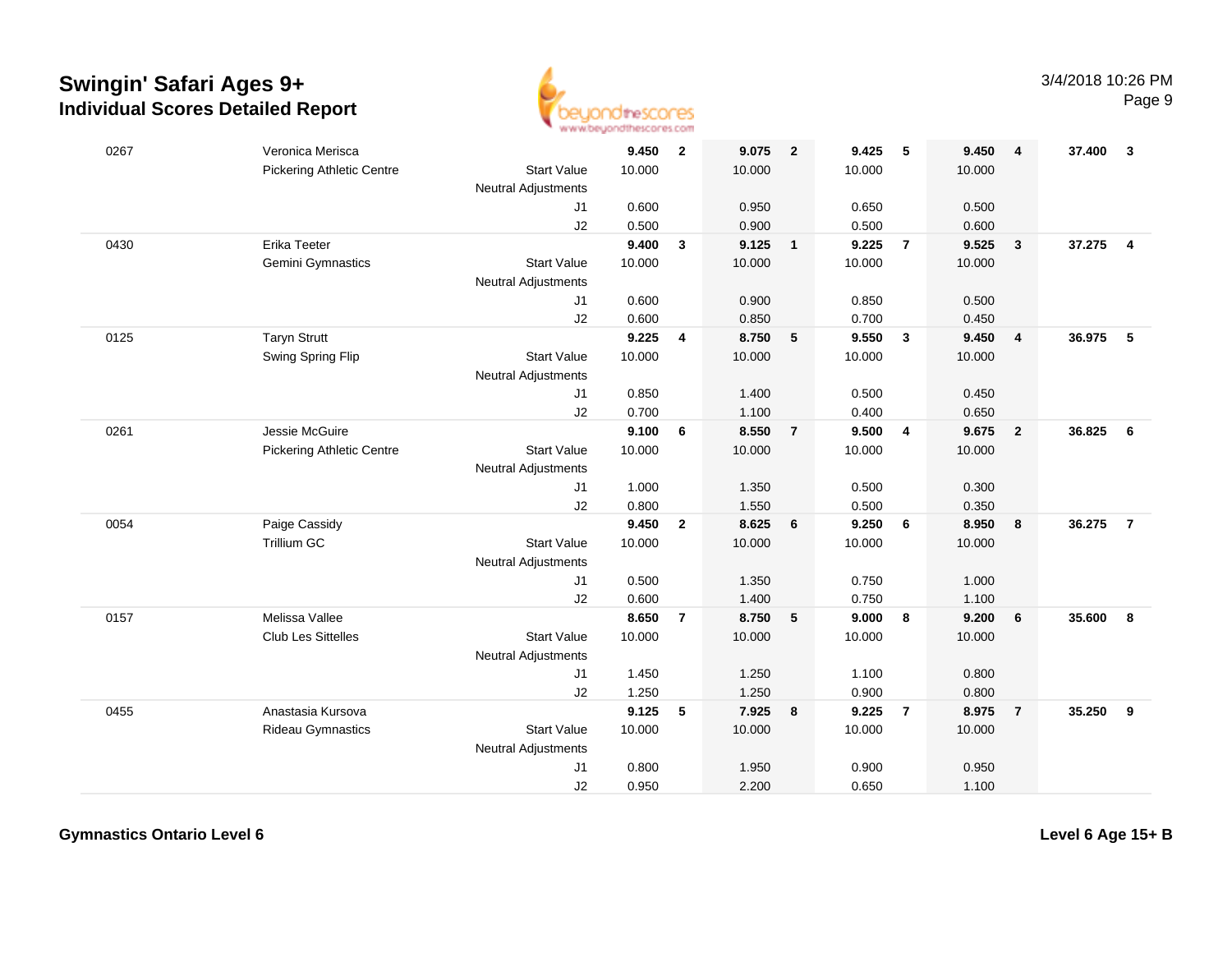# Swingin' Safari Ages 9+

## Individual Scores Detailed Report

3/4/2018 10:26 PM

| # | Name / Club | | Vault | Rank | Bars | Rank | Beam | Rank | Floor | Rank | AA | Rank |
|---|---|---|---|---|---|---|---|---|---|---|---|---|
| 0267 | Veronica Merisca | | **9.450** | **2** | **9.075** | **2** | **9.425** | **5** | **9.450** | **4** | **37.400** | **3** |
| | Pickering Athletic Centre | Start Value | 10.000 | | 10.000 | | 10.000 | | 10.000 | | | |
| | | Neutral Adjustments | | | | | | | | | | |
| | | J1 | 0.600 | | 0.950 | | 0.650 | | 0.500 | | | |
| | | J2 | 0.500 | | 0.900 | | 0.500 | | 0.600 | | | |
| 0430 | Erika Teeter | | **9.400** | **3** | **9.125** | **1** | **9.225** | **7** | **9.525** | **3** | **37.275** | **4** |
| | Gemini Gymnastics | Start Value | 10.000 | | 10.000 | | 10.000 | | 10.000 | | | |
| | | Neutral Adjustments | | | | | | | | | | |
| | | J1 | 0.600 | | 0.900 | | 0.850 | | 0.500 | | | |
| | | J2 | 0.600 | | 0.850 | | 0.700 | | 0.450 | | | |
| 0125 | Taryn Strutt | | **9.225** | **4** | **8.750** | **5** | **9.550** | **3** | **9.450** | **4** | **36.975** | **5** |
| | Swing Spring Flip | Start Value | 10.000 | | 10.000 | | 10.000 | | 10.000 | | | |
| | | Neutral Adjustments | | | | | | | | | | |
| | | J1 | 0.850 | | 1.400 | | 0.500 | | 0.450 | | | |
| | | J2 | 0.700 | | 1.100 | | 0.400 | | 0.650 | | | |
| 0261 | Jessie McGuire | | **9.100** | **6** | **8.550** | **7** | **9.500** | **4** | **9.675** | **2** | **36.825** | **6** |
| | Pickering Athletic Centre | Start Value | 10.000 | | 10.000 | | 10.000 | | 10.000 | | | |
| | | Neutral Adjustments | | | | | | | | | | |
| | | J1 | 1.000 | | 1.350 | | 0.500 | | 0.300 | | | |
| | | J2 | 0.800 | | 1.550 | | 0.500 | | 0.350 | | | |
| 0054 | Paige Cassidy | | **9.450** | **2** | **8.625** | **6** | **9.250** | **6** | **8.950** | **8** | **36.275** | **7** |
| | Trillium GC | Start Value | 10.000 | | 10.000 | | 10.000 | | 10.000 | | | |
| | | Neutral Adjustments | | | | | | | | | | |
| | | J1 | 0.500 | | 1.350 | | 0.750 | | 1.000 | | | |
| | | J2 | 0.600 | | 1.400 | | 0.750 | | 1.100 | | | |
| 0157 | Melissa Vallee | | **8.650** | **7** | **8.750** | **5** | **9.000** | **8** | **9.200** | **6** | **35.600** | **8** |
| | Club Les Sittelles | Start Value | 10.000 | | 10.000 | | 10.000 | | 10.000 | | | |
| | | Neutral Adjustments | | | | | | | | | | |
| | | J1 | 1.450 | | 1.250 | | 1.100 | | 0.800 | | | |
| | | J2 | 1.250 | | 1.250 | | 0.900 | | 0.800 | | | |
| 0455 | Anastasia Kursova | | **9.125** | **5** | **7.925** | **8** | **9.225** | **7** | **8.975** | **7** | **35.250** | **9** |
| | Rideau Gymnastics | Start Value | 10.000 | | 10.000 | | 10.000 | | 10.000 | | | |
| | | Neutral Adjustments | | | | | | | | | | |
| | | J1 | 0.800 | | 1.950 | | 0.900 | | 0.950 | | | |
| | | J2 | 0.950 | | 2.200 | | 0.650 | | 1.100 | | | |

**Gymnastics Ontario Level 6** — **Level 6 Age 15+ B**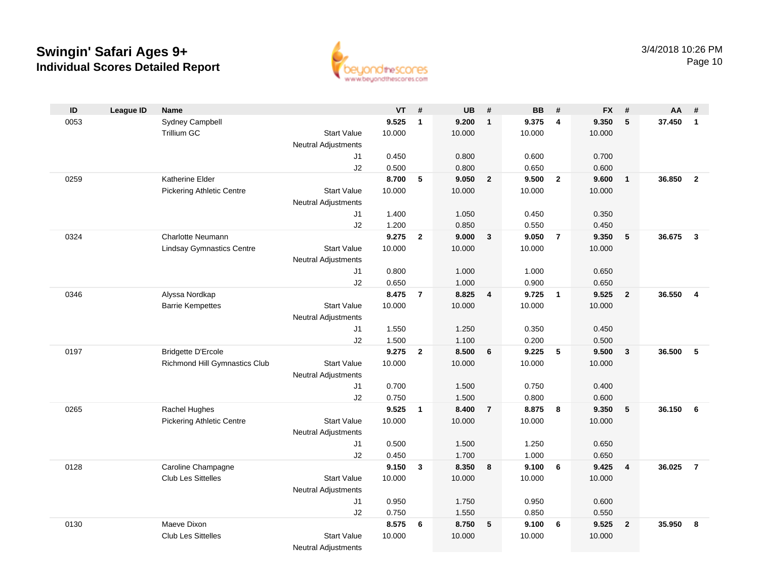# Swingin' Safari Ages 9+

## Individual Scores Detailed Report

3/4/2018 10:26 PM

| ID | League ID | Name | | VT | # | UB | # | BB | # | FX | # | AA | # |
|---|---|---|---|---|---|---|---|---|---|---|---|---|---|
| 0053 | | Sydney Campbell | | **9.525** | **1** | **9.200** | **1** | **9.375** | **4** | **9.350** | **5** | **37.450** | **1** |
| | | Trillium GC | Start Value | 10.000 | | 10.000 | | 10.000 | | 10.000 | | | |
| | | | Neutral Adjustments | | | | | | | | | | |
| | | | J1 | 0.450 | | 0.800 | | 0.600 | | 0.700 | | | |
| | | | J2 | 0.500 | | 0.800 | | 0.650 | | 0.600 | | | |
| 0259 | | Katherine Elder | | **8.700** | **5** | **9.050** | **2** | **9.500** | **2** | **9.600** | **1** | **36.850** | **2** |
| | | Pickering Athletic Centre | Start Value | 10.000 | | 10.000 | | 10.000 | | 10.000 | | | |
| | | | Neutral Adjustments | | | | | | | | | | |
| | | | J1 | 1.400 | | 1.050 | | 0.450 | | 0.350 | | | |
| | | | J2 | 1.200 | | 0.850 | | 0.550 | | 0.450 | | | |
| 0324 | | Charlotte Neumann | | **9.275** | **2** | **9.000** | **3** | **9.050** | **7** | **9.350** | **5** | **36.675** | **3** |
| | | Lindsay Gymnastics Centre | Start Value | 10.000 | | 10.000 | | 10.000 | | 10.000 | | | |
| | | | Neutral Adjustments | | | | | | | | | | |
| | | | J1 | 0.800 | | 1.000 | | 1.000 | | 0.650 | | | |
| | | | J2 | 0.650 | | 1.000 | | 0.900 | | 0.650 | | | |
| 0346 | | Alyssa Nordkap | | **8.475** | **7** | **8.825** | **4** | **9.725** | **1** | **9.525** | **2** | **36.550** | **4** |
| | | Barrie Kempettes | Start Value | 10.000 | | 10.000 | | 10.000 | | 10.000 | | | |
| | | | Neutral Adjustments | | | | | | | | | | |
| | | | J1 | 1.550 | | 1.250 | | 0.350 | | 0.450 | | | |
| | | | J2 | 1.500 | | 1.100 | | 0.200 | | 0.500 | | | |
| 0197 | | Bridgette D'Ercole | | **9.275** | **2** | **8.500** | **6** | **9.225** | **5** | **9.500** | **3** | **36.500** | **5** |
| | | Richmond Hill Gymnastics Club | Start Value | 10.000 | | 10.000 | | 10.000 | | 10.000 | | | |
| | | | Neutral Adjustments | | | | | | | | | | |
| | | | J1 | 0.700 | | 1.500 | | 0.750 | | 0.400 | | | |
| | | | J2 | 0.750 | | 1.500 | | 0.800 | | 0.600 | | | |
| 0265 | | Rachel Hughes | | **9.525** | **1** | **8.400** | **7** | **8.875** | **8** | **9.350** | **5** | **36.150** | **6** |
| | | Pickering Athletic Centre | Start Value | 10.000 | | 10.000 | | 10.000 | | 10.000 | | | |
| | | | Neutral Adjustments | | | | | | | | | | |
| | | | J1 | 0.500 | | 1.500 | | 1.250 | | 0.650 | | | |
| | | | J2 | 0.450 | | 1.700 | | 1.000 | | 0.650 | | | |
| 0128 | | Caroline Champagne | | **9.150** | **3** | **8.350** | **8** | **9.100** | **6** | **9.425** | **4** | **36.025** | **7** |
| | | Club Les Sittelles | Start Value | 10.000 | | 10.000 | | 10.000 | | 10.000 | | | |
| | | | Neutral Adjustments | | | | | | | | | | |
| | | | J1 | 0.950 | | 1.750 | | 0.950 | | 0.600 | | | |
| | | | J2 | 0.750 | | 1.550 | | 0.850 | | 0.550 | | | |
| 0130 | | Maeve Dixon | | **8.575** | **6** | **8.750** | **5** | **9.100** | **6** | **9.525** | **2** | **35.950** | **8** |
| | | Club Les Sittelles | Start Value | 10.000 | | 10.000 | | 10.000 | | 10.000 | | | |
| | | | Neutral Adjustments | | | | | | | | | | |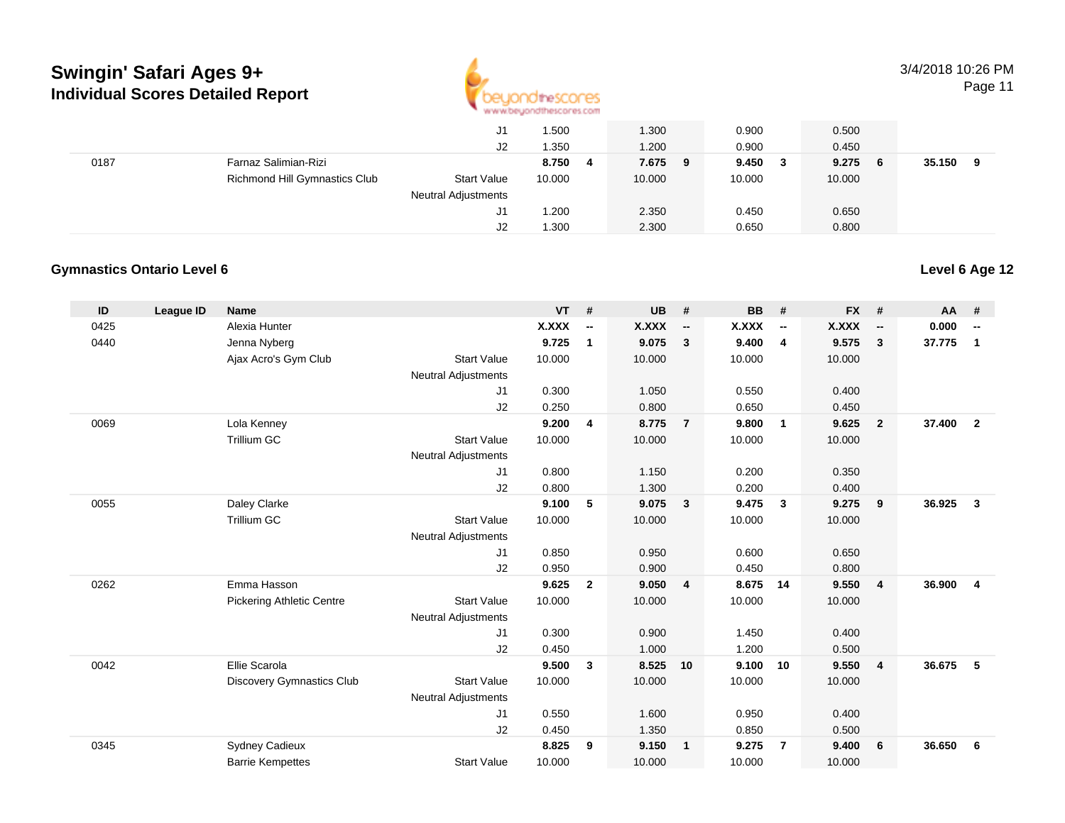## Swingin' Safari Ages 9+
### Individual Scores Detailed Report

| ID | League ID | Name | | VT | # | UB | # | BB | # | FX | # | AA | # |
|---|---|---|---|---|---|---|---|---|---|---|---|---|---|
| | | | J1 | 1.500 | | 1.300 | | 0.900 | | 0.500 | | | |
| | | | J2 | 1.350 | | 1.200 | | 0.900 | | 0.450 | | | |
| 0187 | | Farnaz Salimian-Rizi | | **8.750** | **4** | **7.675** | **9** | **9.450** | **3** | **9.275** | **6** | **35.150** | **9** |
| | | Richmond Hill Gymnastics Club | Start Value | 10.000 | | 10.000 | | 10.000 | | 10.000 | | | |
| | | | Neutral Adjustments | | | | | | | | | | |
| | | | J1 | 1.200 | | 2.350 | | 0.450 | | 0.650 | | | |
| | | | J2 | 1.300 | | 2.300 | | 0.650 | | 0.800 | | | |

### Gymnastics Ontario Level 6

**Level 6 Age 12**

| ID | League ID | Name | | VT | # | UB | # | BB | # | FX | # | AA | # |
|---|---|---|---|---|---|---|---|---|---|---|---|---|---|
| 0425 | | Alexia Hunter | | **X.XXX** | **--** | **X.XXX** | **--** | **X.XXX** | **--** | **X.XXX** | **--** | **0.000** | **--** |
| 0440 | | Jenna Nyberg | | **9.725** | **1** | **9.075** | **3** | **9.400** | **4** | **9.575** | **3** | **37.775** | **1** |
| | | Ajax Acro's Gym Club | Start Value | 10.000 | | 10.000 | | 10.000 | | 10.000 | | | |
| | | | Neutral Adjustments | | | | | | | | | | |
| | | | J1 | 0.300 | | 1.050 | | 0.550 | | 0.400 | | | |
| | | | J2 | 0.250 | | 0.800 | | 0.650 | | 0.450 | | | |
| 0069 | | Lola Kenney | | **9.200** | **4** | **8.775** | **7** | **9.800** | **1** | **9.625** | **2** | **37.400** | **2** |
| | | Trillium GC | Start Value | 10.000 | | 10.000 | | 10.000 | | 10.000 | | | |
| | | | Neutral Adjustments | | | | | | | | | | |
| | | | J1 | 0.800 | | 1.150 | | 0.200 | | 0.350 | | | |
| | | | J2 | 0.800 | | 1.300 | | 0.200 | | 0.400 | | | |
| 0055 | | Daley Clarke | | **9.100** | **5** | **9.075** | **3** | **9.475** | **3** | **9.275** | **9** | **36.925** | **3** |
| | | Trillium GC | Start Value | 10.000 | | 10.000 | | 10.000 | | 10.000 | | | |
| | | | Neutral Adjustments | | | | | | | | | | |
| | | | J1 | 0.850 | | 0.950 | | 0.600 | | 0.650 | | | |
| | | | J2 | 0.950 | | 0.900 | | 0.450 | | 0.800 | | | |
| 0262 | | Emma Hasson | | **9.625** | **2** | **9.050** | **4** | **8.675** | **14** | **9.550** | **4** | **36.900** | **4** |
| | | Pickering Athletic Centre | Start Value | 10.000 | | 10.000 | | 10.000 | | 10.000 | | | |
| | | | Neutral Adjustments | | | | | | | | | | |
| | | | J1 | 0.300 | | 0.900 | | 1.450 | | 0.400 | | | |
| | | | J2 | 0.450 | | 1.000 | | 1.200 | | 0.500 | | | |
| 0042 | | Ellie Scarola | | **9.500** | **3** | **8.525** | **10** | **9.100** | **10** | **9.550** | **4** | **36.675** | **5** |
| | | Discovery Gymnastics Club | Start Value | 10.000 | | 10.000 | | 10.000 | | 10.000 | | | |
| | | | Neutral Adjustments | | | | | | | | | | |
| | | | J1 | 0.550 | | 1.600 | | 0.950 | | 0.400 | | | |
| | | | J2 | 0.450 | | 1.350 | | 0.850 | | 0.500 | | | |
| 0345 | | Sydney Cadieux | | **8.825** | **9** | **9.150** | **1** | **9.275** | **7** | **9.400** | **6** | **36.650** | **6** |
| | | Barrie Kempettes | Start Value | 10.000 | | 10.000 | | 10.000 | | 10.000 | | | |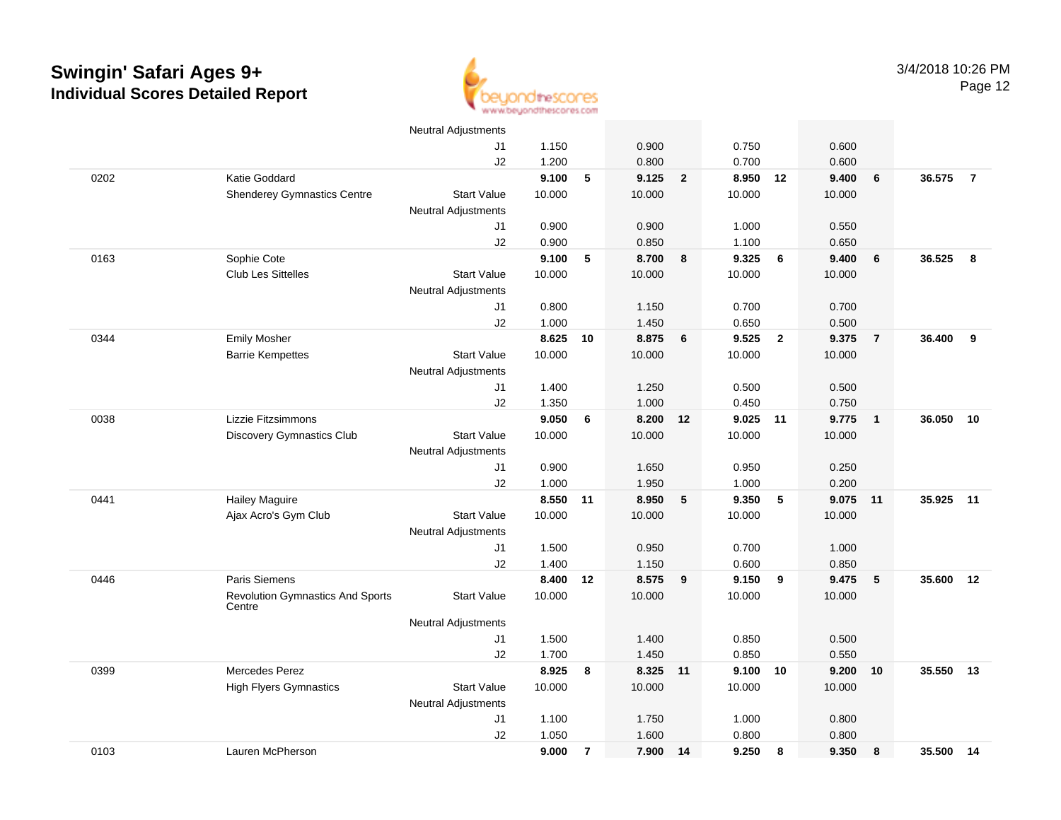# Swingin' Safari Ages 9+

## Individual Scores Detailed Report

3/4/2018 10:26 PM

| # | Name / Club | | Event 1 | Rank | Event 2 | Rank | Event 3 | Rank | Event 4 | Rank | AA | Rank |
|---|---|---|---|---|---|---|---|---|---|---|---|---|
| | | Neutral Adjustments | | | | | | | | | | |
| | | J1 | 1.150 | | 0.900 | | 0.750 | | 0.600 | | | |
| | | J2 | 1.200 | | 0.800 | | 0.700 | | 0.600 | | | |
| 0202 | Katie Goddard | | **9.100** | **5** | **9.125** | **2** | **8.950** | **12** | **9.400** | **6** | **36.575** | **7** |
| | Shenderey Gymnastics Centre | Start Value | 10.000 | | 10.000 | | 10.000 | | 10.000 | | | |
| | | Neutral Adjustments | | | | | | | | | | |
| | | J1 | 0.900 | | 0.900 | | 1.000 | | 0.550 | | | |
| | | J2 | 0.900 | | 0.850 | | 1.100 | | 0.650 | | | |
| 0163 | Sophie Cote | | **9.100** | **5** | **8.700** | **8** | **9.325** | **6** | **9.400** | **6** | **36.525** | **8** |
| | Club Les Sittelles | Start Value | 10.000 | | 10.000 | | 10.000 | | 10.000 | | | |
| | | Neutral Adjustments | | | | | | | | | | |
| | | J1 | 0.800 | | 1.150 | | 0.700 | | 0.700 | | | |
| | | J2 | 1.000 | | 1.450 | | 0.650 | | 0.500 | | | |
| 0344 | Emily Mosher | | **8.625** | **10** | **8.875** | **6** | **9.525** | **2** | **9.375** | **7** | **36.400** | **9** |
| | Barrie Kempettes | Start Value | 10.000 | | 10.000 | | 10.000 | | 10.000 | | | |
| | | Neutral Adjustments | | | | | | | | | | |
| | | J1 | 1.400 | | 1.250 | | 0.500 | | 0.500 | | | |
| | | J2 | 1.350 | | 1.000 | | 0.450 | | 0.750 | | | |
| 0038 | Lizzie Fitzsimmons | | **9.050** | **6** | **8.200** | **12** | **9.025** | **11** | **9.775** | **1** | **36.050** | **10** |
| | Discovery Gymnastics Club | Start Value | 10.000 | | 10.000 | | 10.000 | | 10.000 | | | |
| | | Neutral Adjustments | | | | | | | | | | |
| | | J1 | 0.900 | | 1.650 | | 0.950 | | 0.250 | | | |
| | | J2 | 1.000 | | 1.950 | | 1.000 | | 0.200 | | | |
| 0441 | Hailey Maguire | | **8.550** | **11** | **8.950** | **5** | **9.350** | **5** | **9.075** | **11** | **35.925** | **11** |
| | Ajax Acro's Gym Club | Start Value | 10.000 | | 10.000 | | 10.000 | | 10.000 | | | |
| | | Neutral Adjustments | | | | | | | | | | |
| | | J1 | 1.500 | | 0.950 | | 0.700 | | 1.000 | | | |
| | | J2 | 1.400 | | 1.150 | | 0.600 | | 0.850 | | | |
| 0446 | Paris Siemens | | **8.400** | **12** | **8.575** | **9** | **9.150** | **9** | **9.475** | **5** | **35.600** | **12** |
| | Revolution Gymnastics And Sports Centre | Start Value | 10.000 | | 10.000 | | 10.000 | | 10.000 | | | |
| | | Neutral Adjustments | | | | | | | | | | |
| | | J1 | 1.500 | | 1.400 | | 0.850 | | 0.500 | | | |
| | | J2 | 1.700 | | 1.450 | | 0.850 | | 0.550 | | | |
| 0399 | Mercedes Perez | | **8.925** | **8** | **8.325** | **11** | **9.100** | **10** | **9.200** | **10** | **35.550** | **13** |
| | High Flyers Gymnastics | Start Value | 10.000 | | 10.000 | | 10.000 | | 10.000 | | | |
| | | Neutral Adjustments | | | | | | | | | | |
| | | J1 | 1.100 | | 1.750 | | 1.000 | | 0.800 | | | |
| | | J2 | 1.050 | | 1.600 | | 0.800 | | 0.800 | | | |
| 0103 | Lauren McPherson | | **9.000** | **7** | **7.900** | **14** | **9.250** | **8** | **9.350** | **8** | **35.500** | **14** |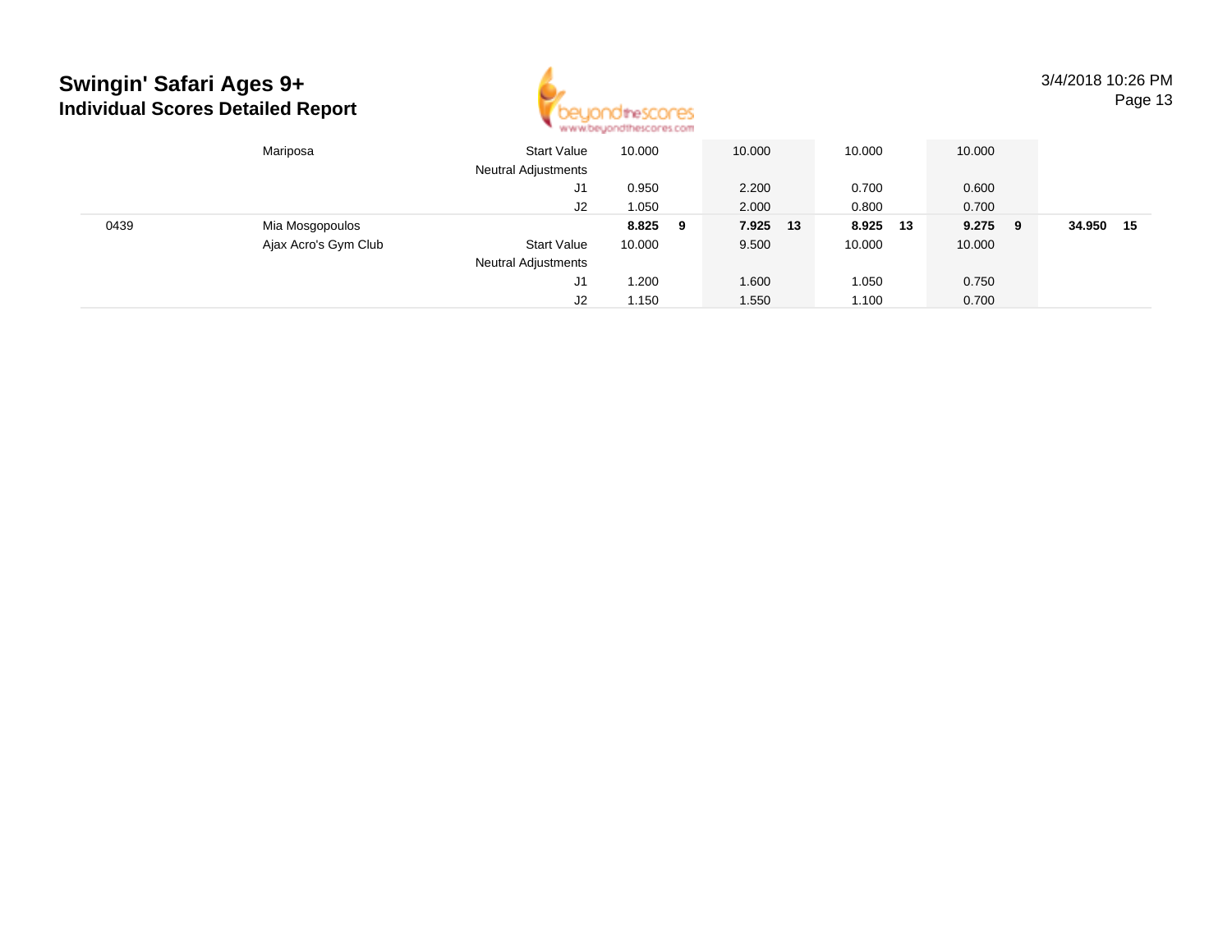# Swingin' Safari Ages 9+
## Individual Scores Detailed Report

| | | | | | | | | | | | | |
|---|---|---|---|---|---|---|---|---|---|---|---|---|
| | Mariposa | Start Value | 10.000 | | 10.000 | | 10.000 | | 10.000 | | | |
| | | Neutral Adjustments | | | | | | | | | | |
| | | J1 | 0.950 | | 2.200 | | 0.700 | | 0.600 | | | |
| | | J2 | 1.050 | | 2.000 | | 0.800 | | 0.700 | | | |
| 0439 | Mia Mosgopoulos | | **8.825** | **9** | **7.925** | **13** | **8.925** | **13** | **9.275** | **9** | **34.950** | **15** |
| | Ajax Acro's Gym Club | Start Value | 10.000 | | 9.500 | | 10.000 | | 10.000 | | | |
| | | Neutral Adjustments | | | | | | | | | | |
| | | J1 | 1.200 | | 1.600 | | 1.050 | | 0.750 | | | |
| | | J2 | 1.150 | | 1.550 | | 1.100 | | 0.700 | | | |